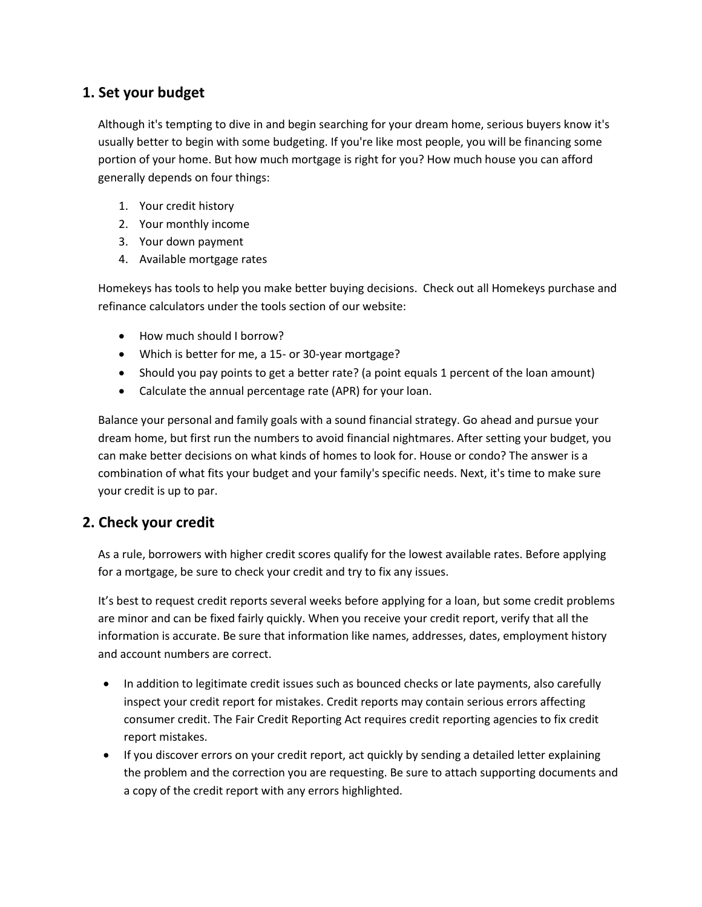## 1. Set your budget

Although it's tempting to dive in and begin searching for your dream home, serious buyers know it's usually better to begin with some budgeting. If you're like most people, you will be financing some portion of your home. But how much mortgage is right for you? How much house you can afford generally depends on four things:

1. Your credit history
2. Your monthly income
3. Your down payment
4. Available mortgage rates

Homekeys has tools to help you make better buying decisions. Check out all Homekeys purchase and refinance calculators under the tools section of our website:

- How much should I borrow?
- Which is better for me, a 15- or 30-year mortgage?
- Should you pay points to get a better rate? (a point equals 1 percent of the loan amount)
- Calculate the annual percentage rate (APR) for your loan.

Balance your personal and family goals with a sound financial strategy. Go ahead and pursue your dream home, but first run the numbers to avoid financial nightmares. After setting your budget, you can make better decisions on what kinds of homes to look for. House or condo? The answer is a combination of what fits your budget and your family's specific needs. Next, it's time to make sure your credit is up to par.

## 2. Check your credit

As a rule, borrowers with higher credit scores qualify for the lowest available rates. Before applying for a mortgage, be sure to check your credit and try to fix any issues.

It's best to request credit reports several weeks before applying for a loan, but some credit problems are minor and can be fixed fairly quickly. When you receive your credit report, verify that all the information is accurate. Be sure that information like names, addresses, dates, employment history and account numbers are correct.

- In addition to legitimate credit issues such as bounced checks or late payments, also carefully inspect your credit report for mistakes. Credit reports may contain serious errors affecting consumer credit. The Fair Credit Reporting Act requires credit reporting agencies to fix credit report mistakes.
- If you discover errors on your credit report, act quickly by sending a detailed letter explaining the problem and the correction you are requesting. Be sure to attach supporting documents and a copy of the credit report with any errors highlighted.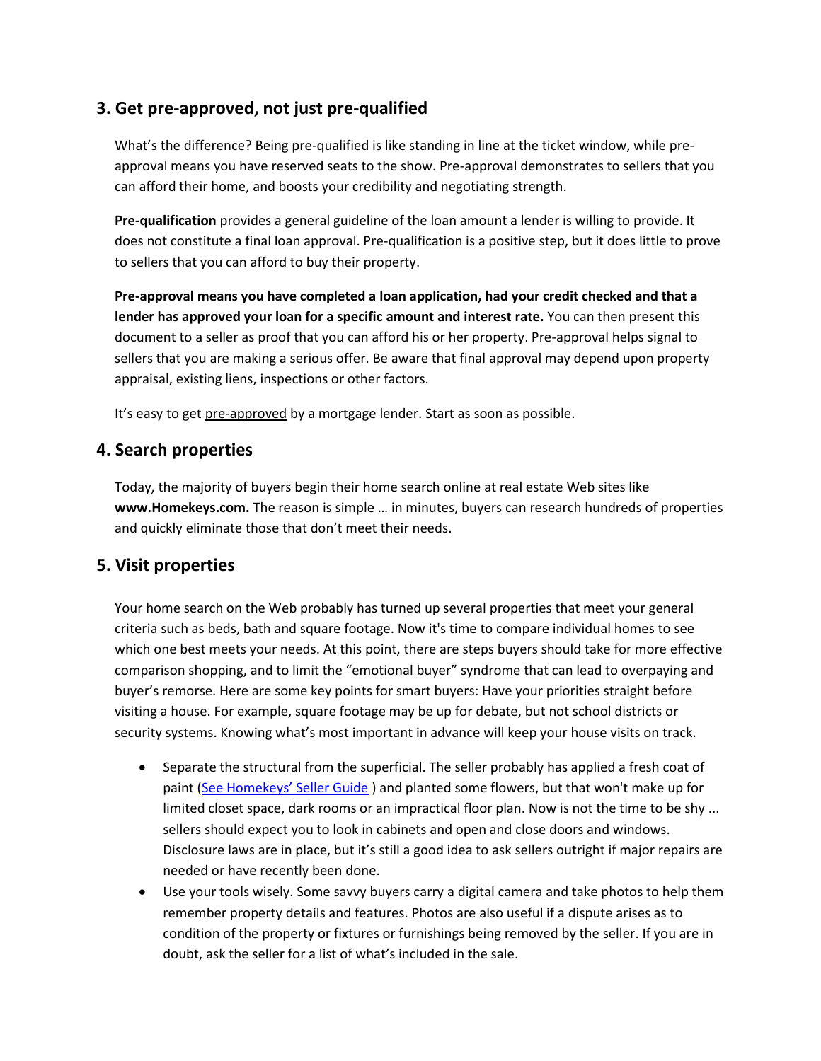## 3. Get pre-approved, not just pre-qualified

What's the difference? Being pre-qualified is like standing in line at the ticket window, while pre-approval means you have reserved seats to the show. Pre-approval demonstrates to sellers that you can afford their home, and boosts your credibility and negotiating strength.

**Pre-qualification** provides a general guideline of the loan amount a lender is willing to provide. It does not constitute a final loan approval. Pre-qualification is a positive step, but it does little to prove to sellers that you can afford to buy their property.

**Pre-approval means you have completed a loan application, had your credit checked and that a lender has approved your loan for a specific amount and interest rate.** You can then present this document to a seller as proof that you can afford his or her property. Pre-approval helps signal to sellers that you are making a serious offer. Be aware that final approval may depend upon property appraisal, existing liens, inspections or other factors.

It's easy to get pre-approved by a mortgage lender. Start as soon as possible.

## 4. Search properties

Today, the majority of buyers begin their home search online at real estate Web sites like **www.Homekeys.com.** The reason is simple … in minutes, buyers can research hundreds of properties and quickly eliminate those that don't meet their needs.

## 5. Visit properties

Your home search on the Web probably has turned up several properties that meet your general criteria such as beds, bath and square footage. Now it's time to compare individual homes to see which one best meets your needs. At this point, there are steps buyers should take for more effective comparison shopping, and to limit the "emotional buyer" syndrome that can lead to overpaying and buyer's remorse. Here are some key points for smart buyers: Have your priorities straight before visiting a house. For example, square footage may be up for debate, but not school districts or security systems. Knowing what's most important in advance will keep your house visits on track.

- Separate the structural from the superficial. The seller probably has applied a fresh coat of paint (See Homekeys' Seller Guide ) and planted some flowers, but that won't make up for limited closet space, dark rooms or an impractical floor plan. Now is not the time to be shy ... sellers should expect you to look in cabinets and open and close doors and windows. Disclosure laws are in place, but it's still a good idea to ask sellers outright if major repairs are needed or have recently been done.
- Use your tools wisely. Some savvy buyers carry a digital camera and take photos to help them remember property details and features. Photos are also useful if a dispute arises as to condition of the property or fixtures or furnishings being removed by the seller. If you are in doubt, ask the seller for a list of what's included in the sale.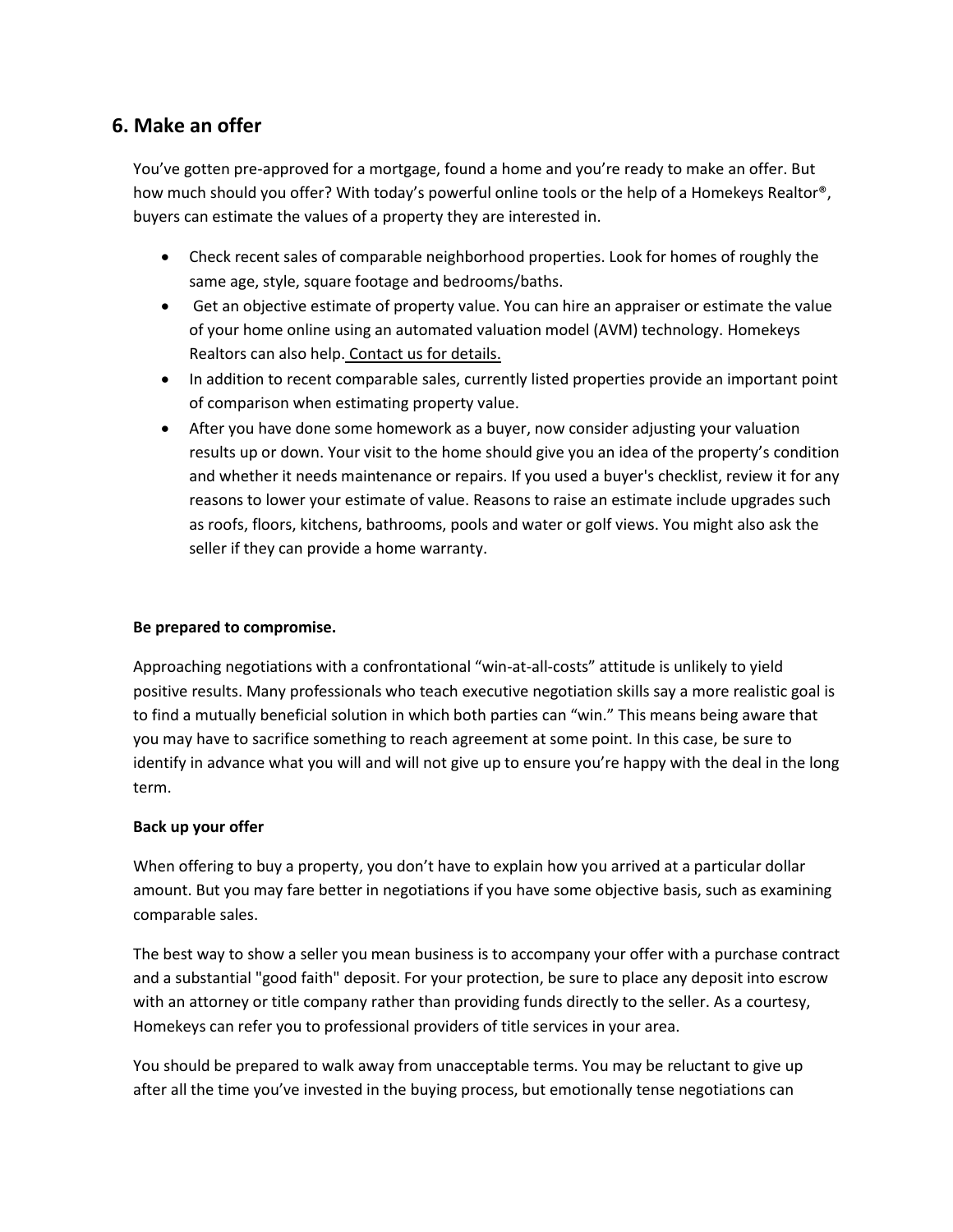## 6. Make an offer

You've gotten pre-approved for a mortgage, found a home and you're ready to make an offer. But how much should you offer? With today's powerful online tools or the help of a Homekeys Realtor®, buyers can estimate the values of a property they are interested in.

- Check recent sales of comparable neighborhood properties. Look for homes of roughly the same age, style, square footage and bedrooms/baths.
- Get an objective estimate of property value. You can hire an appraiser or estimate the value of your home online using an automated valuation model (AVM) technology. Homekeys Realtors can also help. Contact us for details.
- In addition to recent comparable sales, currently listed properties provide an important point of comparison when estimating property value.
- After you have done some homework as a buyer, now consider adjusting your valuation results up or down. Your visit to the home should give you an idea of the property's condition and whether it needs maintenance or repairs. If you used a buyer's checklist, review it for any reasons to lower your estimate of value. Reasons to raise an estimate include upgrades such as roofs, floors, kitchens, bathrooms, pools and water or golf views. You might also ask the seller if they can provide a home warranty.

**Be prepared to compromise.**

Approaching negotiations with a confrontational "win-at-all-costs" attitude is unlikely to yield positive results. Many professionals who teach executive negotiation skills say a more realistic goal is to find a mutually beneficial solution in which both parties can "win." This means being aware that you may have to sacrifice something to reach agreement at some point. In this case, be sure to identify in advance what you will and will not give up to ensure you're happy with the deal in the long term.

**Back up your offer**

When offering to buy a property, you don't have to explain how you arrived at a particular dollar amount. But you may fare better in negotiations if you have some objective basis, such as examining comparable sales.

The best way to show a seller you mean business is to accompany your offer with a purchase contract and a substantial "good faith" deposit. For your protection, be sure to place any deposit into escrow with an attorney or title company rather than providing funds directly to the seller. As a courtesy, Homekeys can refer you to professional providers of title services in your area.

You should be prepared to walk away from unacceptable terms. You may be reluctant to give up after all the time you've invested in the buying process, but emotionally tense negotiations can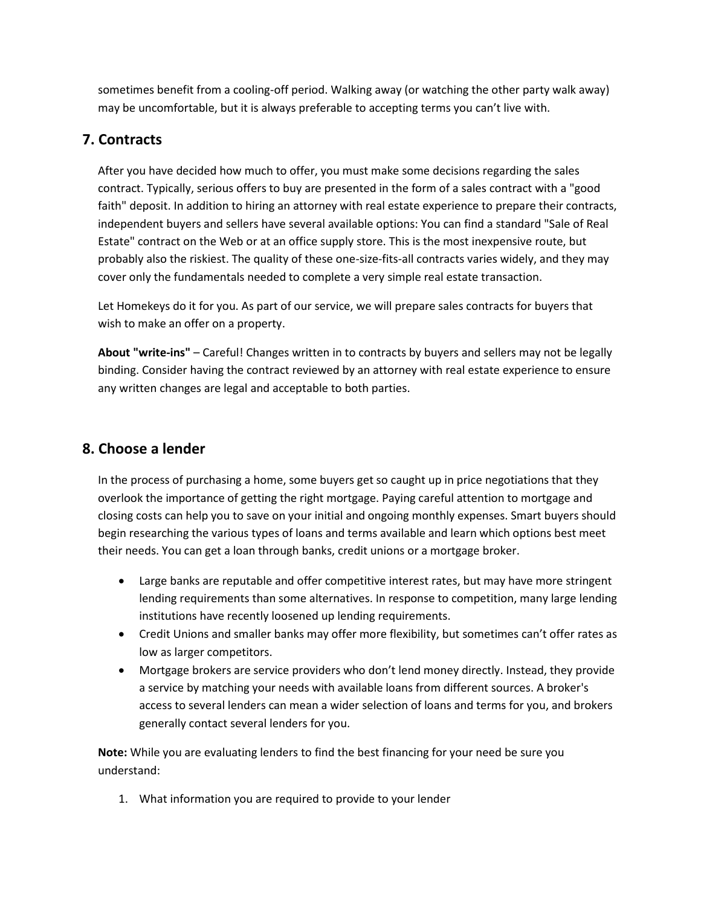sometimes benefit from a cooling-off period. Walking away (or watching the other party walk away) may be uncomfortable, but it is always preferable to accepting terms you can't live with.

## 7. Contracts

After you have decided how much to offer, you must make some decisions regarding the sales contract. Typically, serious offers to buy are presented in the form of a sales contract with a "good faith" deposit. In addition to hiring an attorney with real estate experience to prepare their contracts, independent buyers and sellers have several available options: You can find a standard "Sale of Real Estate" contract on the Web or at an office supply store. This is the most inexpensive route, but probably also the riskiest. The quality of these one-size-fits-all contracts varies widely, and they may cover only the fundamentals needed to complete a very simple real estate transaction.

Let Homekeys do it for you. As part of our service, we will prepare sales contracts for buyers that wish to make an offer on a property.

**About "write-ins"** – Careful! Changes written in to contracts by buyers and sellers may not be legally binding. Consider having the contract reviewed by an attorney with real estate experience to ensure any written changes are legal and acceptable to both parties.

## 8. Choose a lender

In the process of purchasing a home, some buyers get so caught up in price negotiations that they overlook the importance of getting the right mortgage. Paying careful attention to mortgage and closing costs can help you to save on your initial and ongoing monthly expenses. Smart buyers should begin researching the various types of loans and terms available and learn which options best meet their needs. You can get a loan through banks, credit unions or a mortgage broker.

- Large banks are reputable and offer competitive interest rates, but may have more stringent lending requirements than some alternatives. In response to competition, many large lending institutions have recently loosened up lending requirements.
- Credit Unions and smaller banks may offer more flexibility, but sometimes can't offer rates as low as larger competitors.
- Mortgage brokers are service providers who don't lend money directly. Instead, they provide a service by matching your needs with available loans from different sources. A broker's access to several lenders can mean a wider selection of loans and terms for you, and brokers generally contact several lenders for you.

**Note:** While you are evaluating lenders to find the best financing for your need be sure you understand:

1. What information you are required to provide to your lender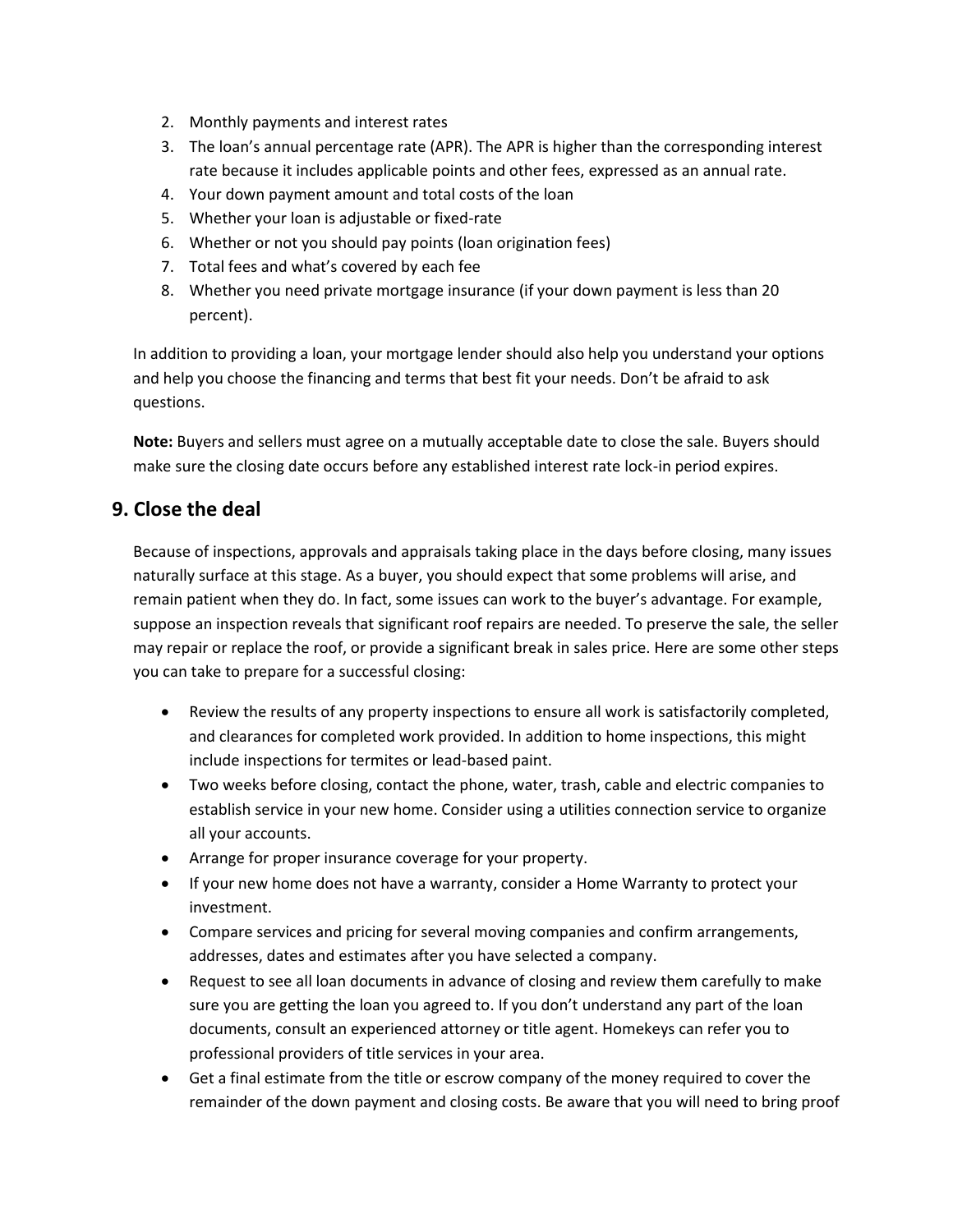2. Monthly payments and interest rates
3. The loan's annual percentage rate (APR). The APR is higher than the corresponding interest rate because it includes applicable points and other fees, expressed as an annual rate.
4. Your down payment amount and total costs of the loan
5. Whether your loan is adjustable or fixed-rate
6. Whether or not you should pay points (loan origination fees)
7. Total fees and what's covered by each fee
8. Whether you need private mortgage insurance (if your down payment is less than 20 percent).

In addition to providing a loan, your mortgage lender should also help you understand your options and help you choose the financing and terms that best fit your needs. Don't be afraid to ask questions.

**Note:** Buyers and sellers must agree on a mutually acceptable date to close the sale. Buyers should make sure the closing date occurs before any established interest rate lock-in period expires.

## 9. Close the deal

Because of inspections, approvals and appraisals taking place in the days before closing, many issues naturally surface at this stage. As a buyer, you should expect that some problems will arise, and remain patient when they do. In fact, some issues can work to the buyer's advantage. For example, suppose an inspection reveals that significant roof repairs are needed. To preserve the sale, the seller may repair or replace the roof, or provide a significant break in sales price. Here are some other steps you can take to prepare for a successful closing:

- Review the results of any property inspections to ensure all work is satisfactorily completed, and clearances for completed work provided. In addition to home inspections, this might include inspections for termites or lead-based paint.
- Two weeks before closing, contact the phone, water, trash, cable and electric companies to establish service in your new home. Consider using a utilities connection service to organize all your accounts.
- Arrange for proper insurance coverage for your property.
- If your new home does not have a warranty, consider a Home Warranty to protect your investment.
- Compare services and pricing for several moving companies and confirm arrangements, addresses, dates and estimates after you have selected a company.
- Request to see all loan documents in advance of closing and review them carefully to make sure you are getting the loan you agreed to. If you don't understand any part of the loan documents, consult an experienced attorney or title agent. Homekeys can refer you to professional providers of title services in your area.
- Get a final estimate from the title or escrow company of the money required to cover the remainder of the down payment and closing costs. Be aware that you will need to bring proof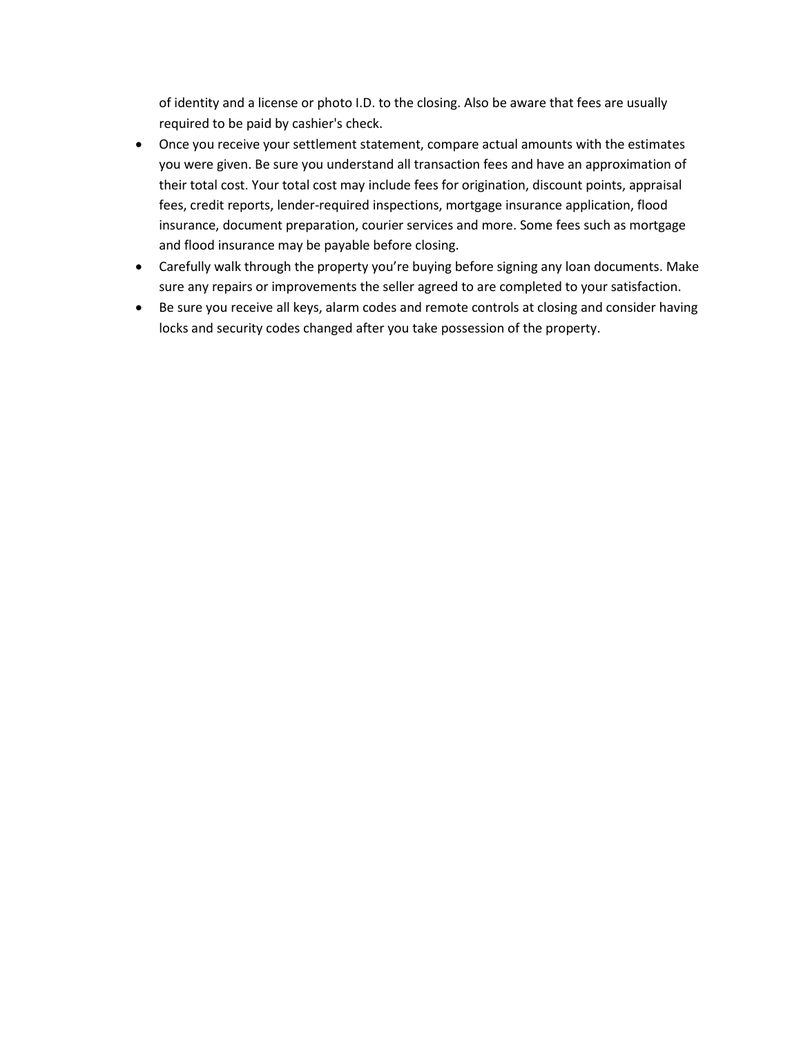of identity and a license or photo I.D. to the closing. Also be aware that fees are usually required to be paid by cashier's check.

- Once you receive your settlement statement, compare actual amounts with the estimates you were given. Be sure you understand all transaction fees and have an approximation of their total cost. Your total cost may include fees for origination, discount points, appraisal fees, credit reports, lender-required inspections, mortgage insurance application, flood insurance, document preparation, courier services and more. Some fees such as mortgage and flood insurance may be payable before closing.
- Carefully walk through the property you're buying before signing any loan documents. Make sure any repairs or improvements the seller agreed to are completed to your satisfaction.
- Be sure you receive all keys, alarm codes and remote controls at closing and consider having locks and security codes changed after you take possession of the property.